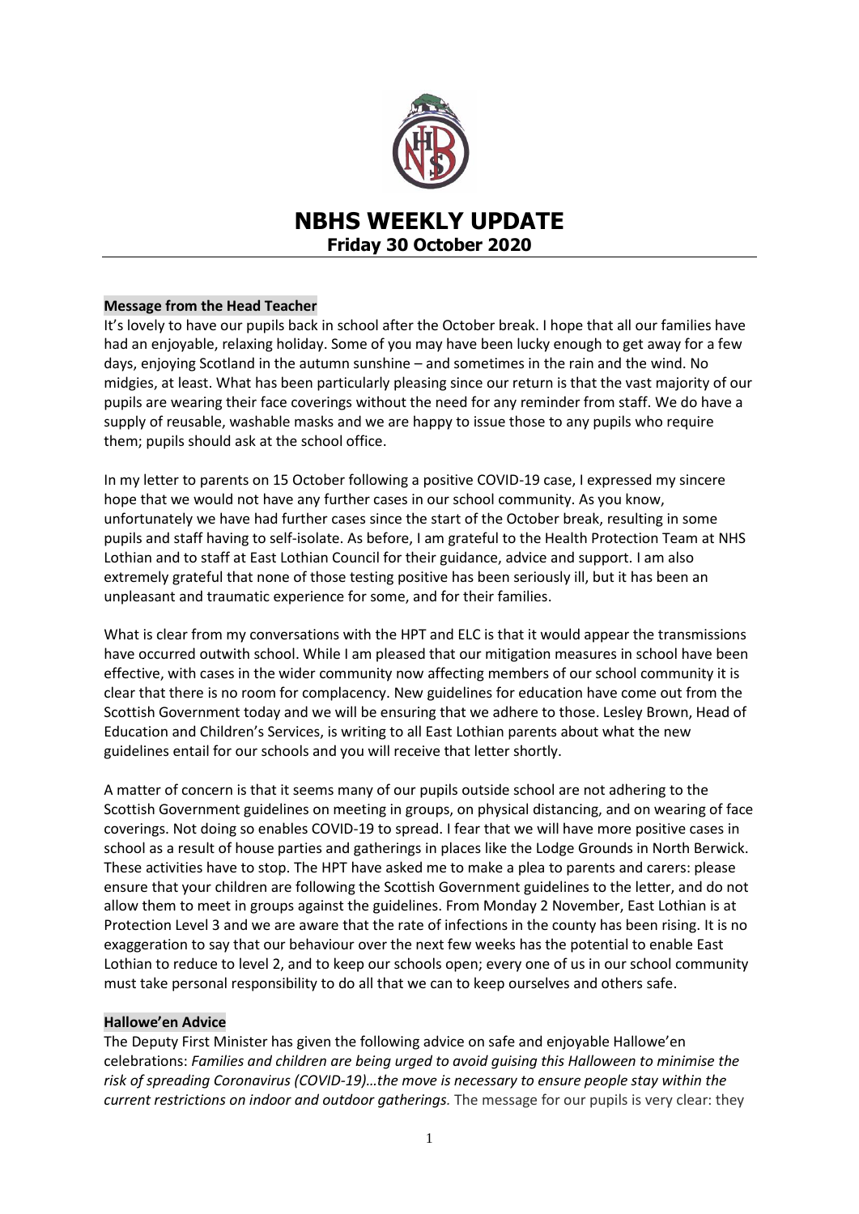# NBHS WEEKLY UPDATE

**Friday 30 October 2020**

## Message from the Head Teacher

It's lovely to have our pupils back in school after the October break. I hope that all our families have had an enjoyable, relaxing holiday. Some of you may have been lucky enough to get away for a few days, enjoying Scotland in the autumn sunshine – and sometimes in the rain and the wind. No midgies, at least. What has been particularly pleasing since our return is that the vast majority of our pupils are wearing their face coverings without the need for any reminder from staff. We do have a supply of reusable, washable masks and we are happy to issue those to any pupils who require them; pupils should ask at the school office.

In my letter to parents on 15 October following a positive COVID-19 case, I expressed my sincere hope that we would not have any further cases in our school community. As you know, unfortunately we have had further cases since the start of the October break, resulting in some pupils and staff having to self-isolate. As before, I am grateful to the Health Protection Team at NHS Lothian and to staff at East Lothian Council for their guidance, advice and support. I am also extremely grateful that none of those testing positive has been seriously ill, but it has been an unpleasant and traumatic experience for some, and for their families.

What is clear from my conversations with the HPT and ELC is that it would appear the transmissions have occurred outwith school. While I am pleased that our mitigation measures in school have been effective, with cases in the wider community now affecting members of our school community it is clear that there is no room for complacency. New guidelines for education have come out from the Scottish Government today and we will be ensuring that we adhere to those. Lesley Brown, Head of Education and Children's Services, is writing to all East Lothian parents about what the new guidelines entail for our schools and you will receive that letter shortly.

A matter of concern is that it seems many of our pupils outside school are not adhering to the Scottish Government guidelines on meeting in groups, on physical distancing, and on wearing of face coverings. Not doing so enables COVID-19 to spread. I fear that we will have more positive cases in school as a result of house parties and gatherings in places like the Lodge Grounds in North Berwick. These activities have to stop. The HPT have asked me to make a plea to parents and carers: please ensure that your children are following the Scottish Government guidelines to the letter, and do not allow them to meet in groups against the guidelines. From Monday 2 November, East Lothian is at Protection Level 3 and we are aware that the rate of infections in the county has been rising. It is no exaggeration to say that our behaviour over the next few weeks has the potential to enable East Lothian to reduce to level 2, and to keep our schools open; every one of us in our school community must take personal responsibility to do all that we can to keep ourselves and others safe.

## Hallowe'en Advice

The Deputy First Minister has given the following advice on safe and enjoyable Hallowe'en celebrations: *Families and children are being urged to avoid guising this Halloween to minimise the risk of spreading Coronavirus (COVID-19)…the move is necessary to ensure people stay within the current restrictions on indoor and outdoor gatherings.* The message for our pupils is very clear: they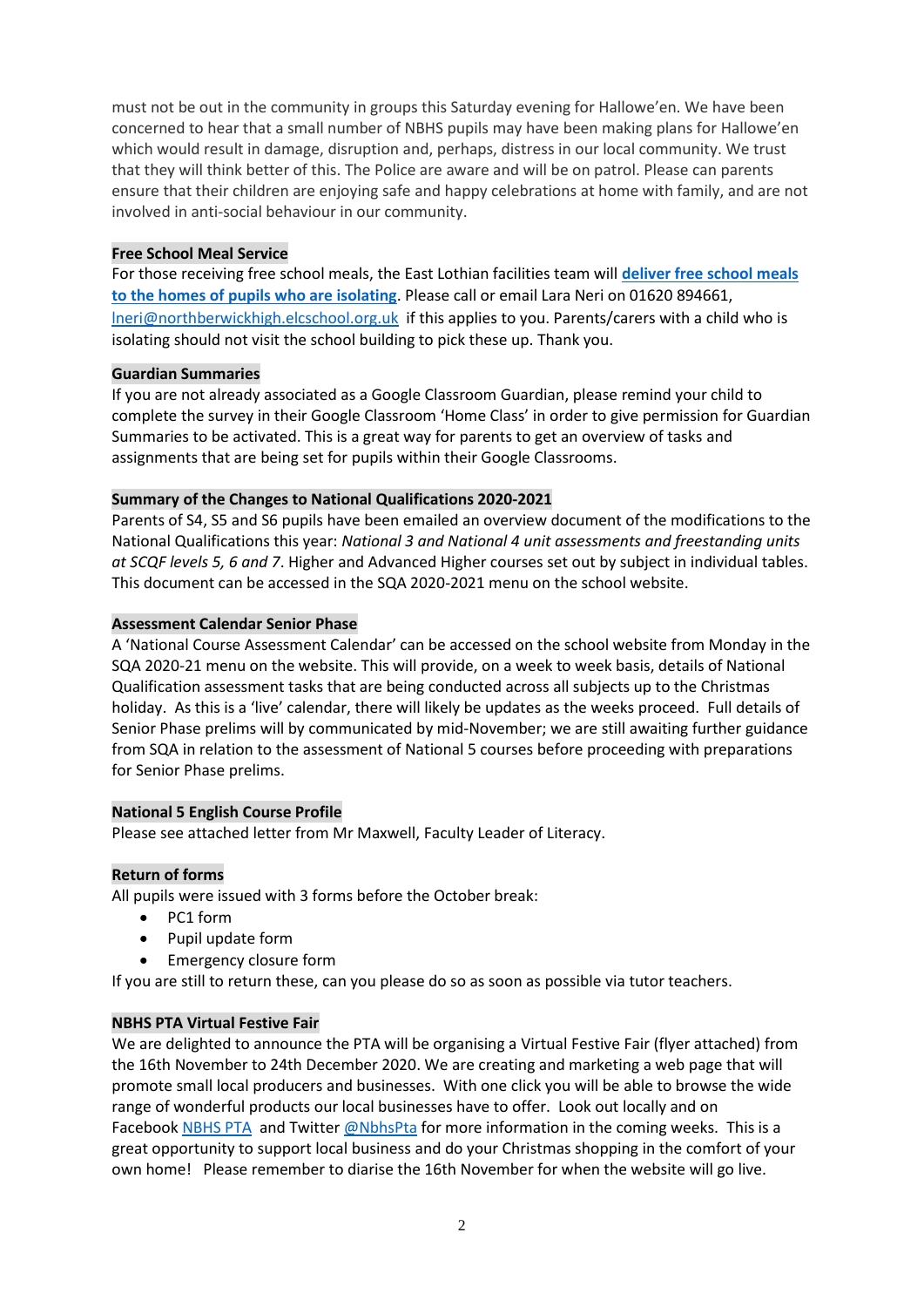must not be out in the community in groups this Saturday evening for Hallowe'en. We have been concerned to hear that a small number of NBHS pupils may have been making plans for Hallowe'en which would result in damage, disruption and, perhaps, distress in our local community. We trust that they will think better of this. The Police are aware and will be on patrol. Please can parents ensure that their children are enjoying safe and happy celebrations at home with family, and are not involved in anti-social behaviour in our community.

**Free School Meal Service**

For those receiving free school meals, the East Lothian facilities team will **[deliver free school meals to the homes of pupils who are isolating]()**. Please call or email Lara Neri on 01620 894661, [lneri@northberwickhigh.elcschool.org.uk](mailto:lneri@northberwickhigh.elcschool.org.uk) if this applies to you. Parents/carers with a child who is isolating should not visit the school building to pick these up. Thank you.

**Guardian Summaries**

If you are not already associated as a Google Classroom Guardian, please remind your child to complete the survey in their Google Classroom 'Home Class' in order to give permission for Guardian Summaries to be activated. This is a great way for parents to get an overview of tasks and assignments that are being set for pupils within their Google Classrooms.

**Summary of the Changes to National Qualifications 2020-2021**

Parents of S4, S5 and S6 pupils have been emailed an overview document of the modifications to the National Qualifications this year: *National 3 and National 4 unit assessments and freestanding units at SCQF levels 5, 6 and 7*. Higher and Advanced Higher courses set out by subject in individual tables. This document can be accessed in the SQA 2020-2021 menu on the school website.

**Assessment Calendar Senior Phase**

A 'National Course Assessment Calendar' can be accessed on the school website from Monday in the SQA 2020-21 menu on the website. This will provide, on a week to week basis, details of National Qualification assessment tasks that are being conducted across all subjects up to the Christmas holiday. As this is a 'live' calendar, there will likely be updates as the weeks proceed. Full details of Senior Phase prelims will by communicated by mid-November; we are still awaiting further guidance from SQA in relation to the assessment of National 5 courses before proceeding with preparations for Senior Phase prelims.

**National 5 English Course Profile**

Please see attached letter from Mr Maxwell, Faculty Leader of Literacy.

**Return of forms**

All pupils were issued with 3 forms before the October break:

- PC1 form
- Pupil update form
- Emergency closure form

If you are still to return these, can you please do so as soon as possible via tutor teachers.

**NBHS PTA Virtual Festive Fair**

We are delighted to announce the PTA will be organising a Virtual Festive Fair (flyer attached) from the 16th November to 24th December 2020. We are creating and marketing a web page that will promote small local producers and businesses. With one click you will be able to browse the wide range of wonderful products our local businesses have to offer. Look out locally and on Facebook [NBHS PTA]() and Twitter [@NbhsPta]() for more information in the coming weeks. This is a great opportunity to support local business and do your Christmas shopping in the comfort of your own home! Please remember to diarise the 16th November for when the website will go live.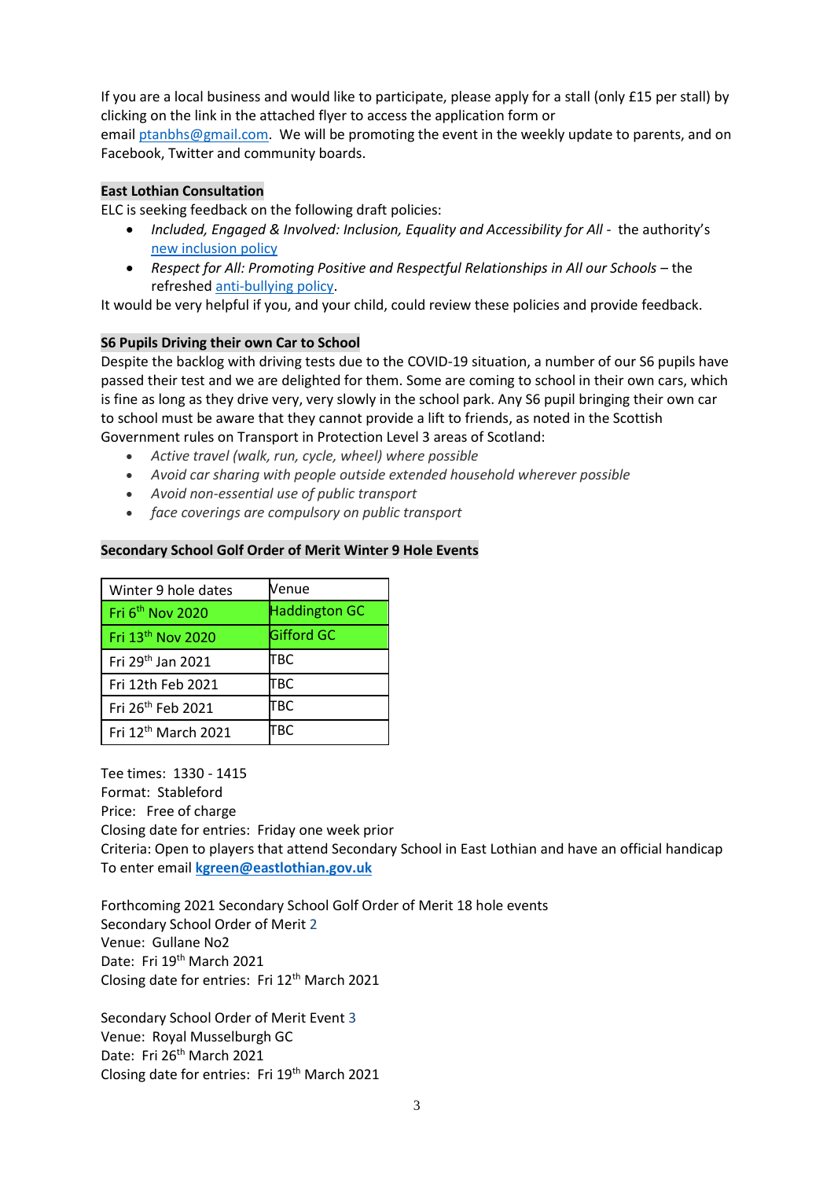If you are a local business and would like to participate, please apply for a stall (only £15 per stall) by clicking on the link in the attached flyer to access the application form or email ptanbhs@gmail.com. We will be promoting the event in the weekly update to parents, and on Facebook, Twitter and community boards.

**East Lothian Consultation**

ELC is seeking feedback on the following draft policies:

- *Included, Engaged & Involved: Inclusion, Equality and Accessibility for All* - the authority's new inclusion policy
- *Respect for All: Promoting Positive and Respectful Relationships in All our Schools* – the refreshed anti-bullying policy.

It would be very helpful if you, and your child, could review these policies and provide feedback.

**S6 Pupils Driving their own Car to School**

Despite the backlog with driving tests due to the COVID-19 situation, a number of our S6 pupils have passed their test and we are delighted for them. Some are coming to school in their own cars, which is fine as long as they drive very, very slowly in the school park. Any S6 pupil bringing their own car to school must be aware that they cannot provide a lift to friends, as noted in the Scottish Government rules on Transport in Protection Level 3 areas of Scotland:

- *Active travel (walk, run, cycle, wheel) where possible*
- *Avoid car sharing with people outside extended household wherever possible*
- *Avoid non-essential use of public transport*
- *face coverings are compulsory on public transport*

**Secondary School Golf Order of Merit Winter 9 Hole Events**

| Winter 9 hole dates | Venue |
|---|---|
| Fri 6th Nov 2020 | Haddington GC |
| Fri 13th Nov 2020 | Gifford GC |
| Fri 29th Jan 2021 | TBC |
| Fri 12th Feb 2021 | TBC |
| Fri 26th Feb 2021 | TBC |
| Fri 12th March 2021 | TBC |

Tee times: 1330 - 1415
Format: Stableford
Price: Free of charge
Closing date for entries: Friday one week prior
Criteria: Open to players that attend Secondary School in East Lothian and have an official handicap
To enter email **kgreen@eastlothian.gov.uk**

Forthcoming 2021 Secondary School Golf Order of Merit 18 hole events
Secondary School Order of Merit 2
Venue: Gullane No2
Date: Fri 19th March 2021
Closing date for entries: Fri 12th March 2021

Secondary School Order of Merit Event 3
Venue: Royal Musselburgh GC
Date: Fri 26th March 2021
Closing date for entries: Fri 19th March 2021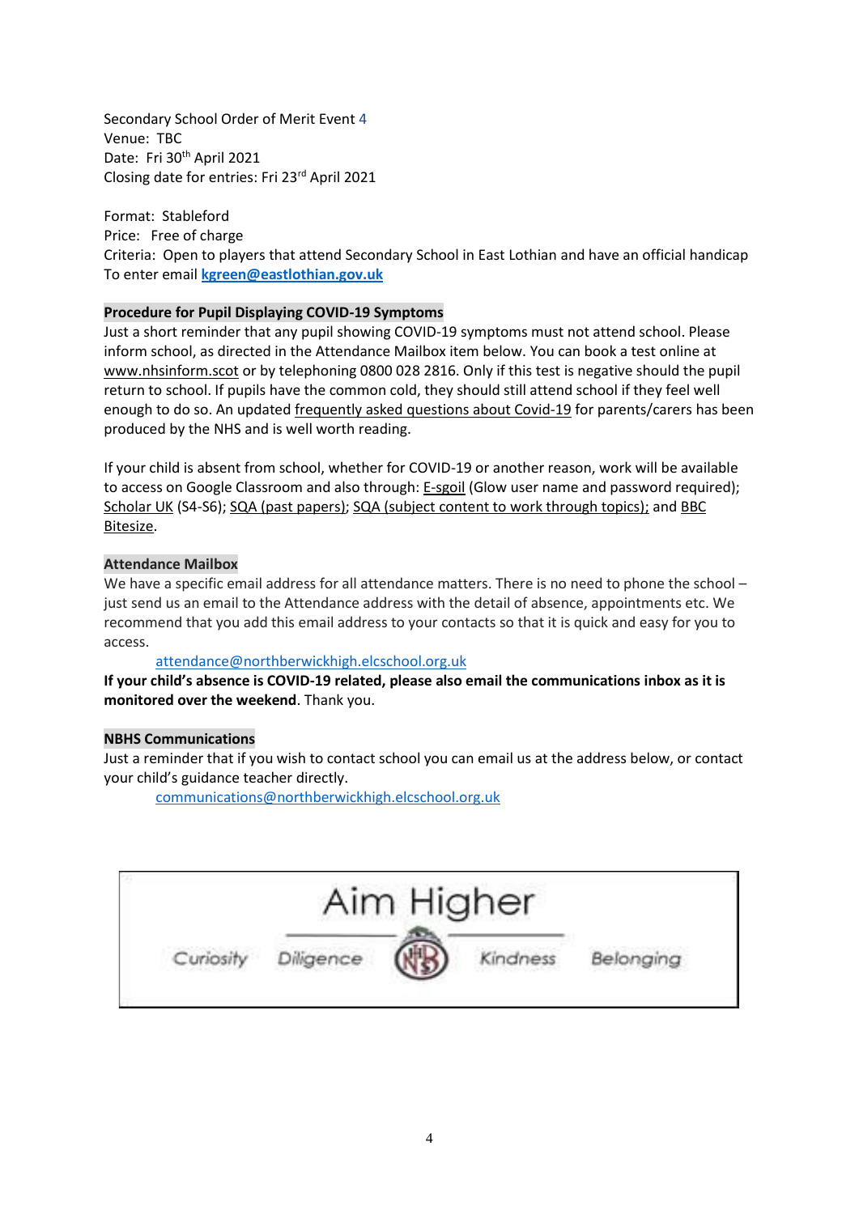Secondary School Order of Merit Event 4
Venue: TBC
Date: Fri 30th April 2021
Closing date for entries: Fri 23rd April 2021

Format: Stableford
Price: Free of charge
Criteria: Open to players that attend Secondary School in East Lothian and have an official handicap
To enter email **kgreen@eastlothian.gov.uk**

**Procedure for Pupil Displaying COVID-19 Symptoms**

Just a short reminder that any pupil showing COVID-19 symptoms must not attend school. Please inform school, as directed in the Attendance Mailbox item below. You can book a test online at www.nhsinform.scot or by telephoning 0800 028 2816. Only if this test is negative should the pupil return to school. If pupils have the common cold, they should still attend school if they feel well enough to do so. An updated frequently asked questions about Covid-19 for parents/carers has been produced by the NHS and is well worth reading.

If your child is absent from school, whether for COVID-19 or another reason, work will be available to access on Google Classroom and also through: E-sgoil (Glow user name and password required); Scholar UK (S4-S6); SQA (past papers); SQA (subject content to work through topics); and BBC Bitesize.

**Attendance Mailbox**

We have a specific email address for all attendance matters. There is no need to phone the school – just send us an email to the Attendance address with the detail of absence, appointments etc. We recommend that you add this email address to your contacts so that it is quick and easy for you to access.

attendance@northberwickhigh.elcschool.org.uk

**If your child's absence is COVID-19 related, please also email the communications inbox as it is monitored over the weekend**. Thank you.

**NBHS Communications**

Just a reminder that if you wish to contact school you can email us at the address below, or contact your child's guidance teacher directly.

communications@northberwickhigh.elcschool.org.uk

Aim Higher

Curiosity Diligence Kindness Belonging